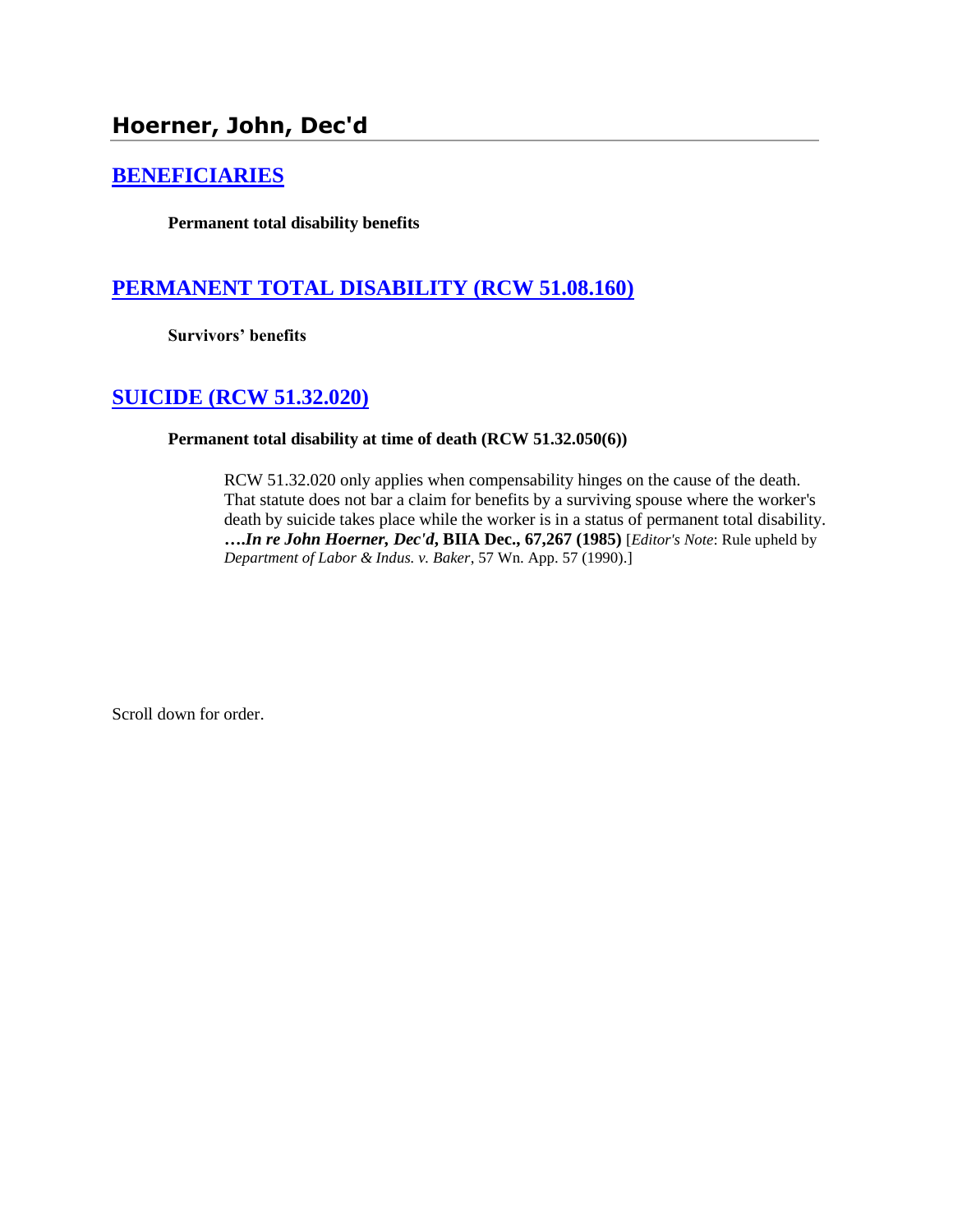# Hoerner, John, Dec'd

## BENEFICIARIES

**Permanent total disability benefits**

## PERMANENT TOTAL DISABILITY (RCW 51.08.160)

**Survivors' benefits**

## SUICIDE (RCW 51.32.020)

**Permanent total disability at time of death (RCW 51.32.050(6))**

> RCW 51.32.020 only applies when compensability hinges on the cause of the death. That statute does not bar a claim for benefits by a surviving spouse where the worker's death by suicide takes place while the worker is in a status of permanent total disability. ***….In re John Hoerner, Dec'd*, BIIA Dec., 67,267 (1985)** [*Editor's Note*: Rule upheld by *Department of Labor & Indus. v. Baker*, 57 Wn. App. 57 (1990).]

Scroll down for order.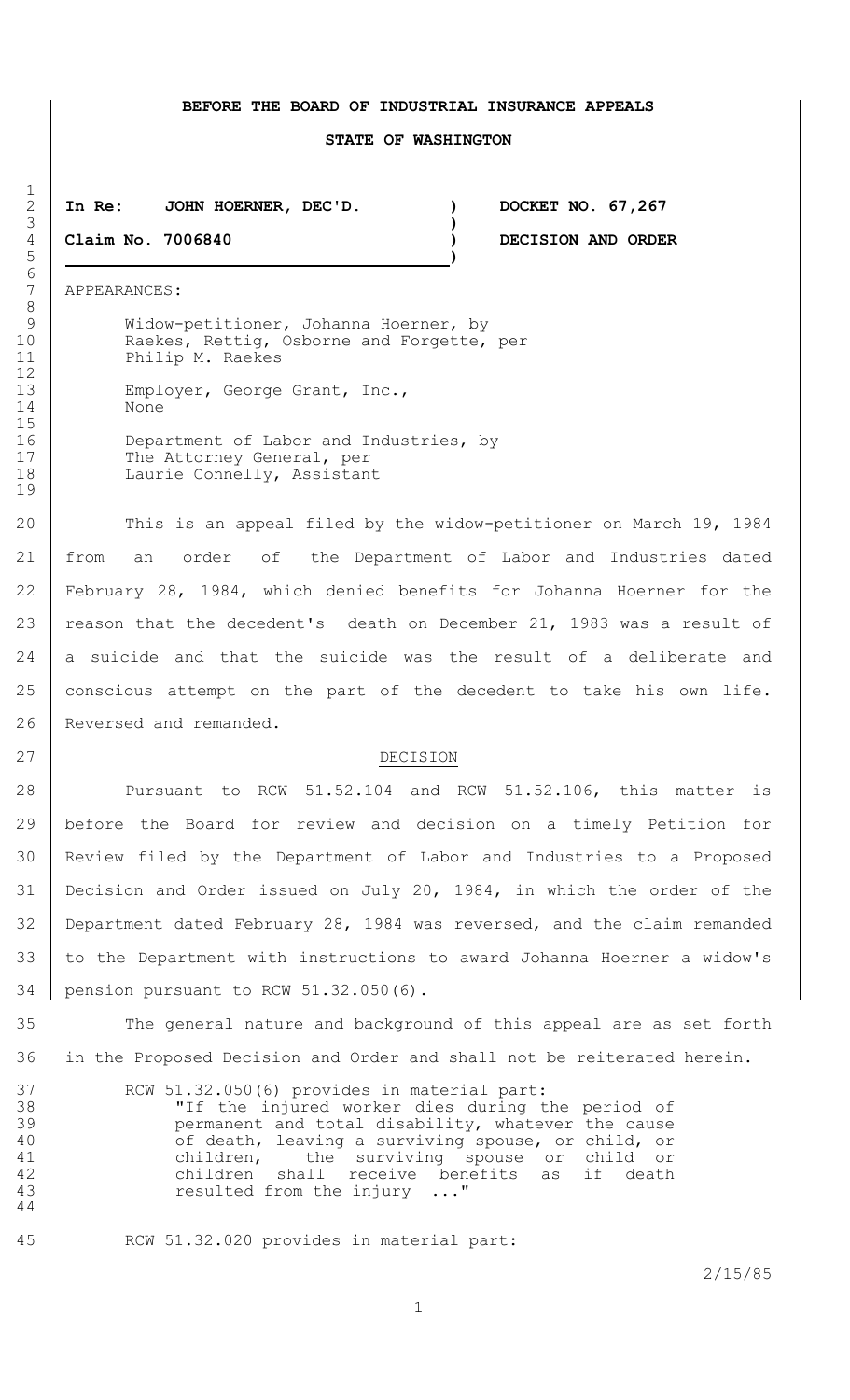**BEFORE THE BOARD OF INDUSTRIAL INSURANCE APPEALS**

**STATE OF WASHINGTON**

| | | |
|---|---|---|
| **In Re: JOHN HOERNER, DEC'D.** | ) | **DOCKET NO. 67,267** |
| | ) | |
| **Claim No. 7006840** | ) | **DECISION AND ORDER** |

APPEARANCES:

Widow-petitioner, Johanna Hoerner, by
Raekes, Rettig, Osborne and Forgette, per
Philip M. Raekes

Employer, George Grant, Inc.,
None

Department of Labor and Industries, by
The Attorney General, per
Laurie Connelly, Assistant

This is an appeal filed by the widow-petitioner on March 19, 1984 from an order of the Department of Labor and Industries dated February 28, 1984, which denied benefits for Johanna Hoerner for the reason that the decedent's death on December 21, 1983 was a result of a suicide and that the suicide was the result of a deliberate and conscious attempt on the part of the decedent to take his own life. Reversed and remanded.

## DECISION

Pursuant to RCW 51.52.104 and RCW 51.52.106, this matter is before the Board for review and decision on a timely Petition for Review filed by the Department of Labor and Industries to a Proposed Decision and Order issued on July 20, 1984, in which the order of the Department dated February 28, 1984 was reversed, and the claim remanded to the Department with instructions to award Johanna Hoerner a widow's pension pursuant to RCW 51.32.050(6).

The general nature and background of this appeal are as set forth in the Proposed Decision and Order and shall not be reiterated herein.

RCW 51.32.050(6) provides in material part:

> "If the injured worker dies during the period of permanent and total disability, whatever the cause of death, leaving a surviving spouse, or child, or children, the surviving spouse or child or children shall receive benefits as if death resulted from the injury ..."

RCW 51.32.020 provides in material part:

2/15/85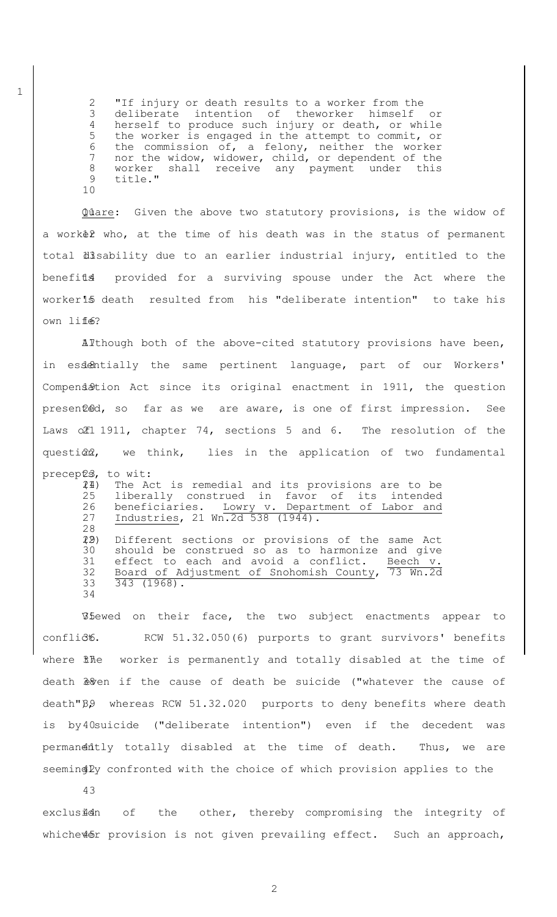> "If injury or death results to a worker from the deliberate intention of theworker himself or herself to produce such injury or death, or while the worker is engaged in the attempt to commit, or the commission of, a felony, neither the worker nor the widow, widower, child, or dependent of the worker shall receive any payment under this title."

Quare: Given the above two statutory provisions, is the widow of a worker who, at the time of his death was in the status of permanent total disability due to an earlier industrial injury, entitled to the benefits provided for a surviving spouse under the Act where the worker's death resulted from his "deliberate intention" to take his own life?

Although both of the above-cited statutory provisions have been, in essentially the same pertinent language, part of our Workers' Compensation Act since its original enactment in 1911, the question presented, so far as we are aware, is one of first impression. See Laws of 1911, chapter 74, sections 5 and 6. The resolution of the question, we think, lies in the application of two fundamental precepts, to wit:

> (1) The Act is remedial and its provisions are to be liberally construed in favor of its intended beneficiaries. Lowry v. Department of Labor and Industries, 21 Wn.2d 538 (1944).
>
> (2) Different sections or provisions of the same Act should be construed so as to harmonize and give effect to each and avoid a conflict. Beech v. Board of Adjustment of Snohomish County, 73 Wn.2d 343 (1968).

Viewed on their face, the two subject enactments appear to conflict. RCW 51.32.050(6) purports to grant survivors' benefits where the worker is permanently and totally disabled at the time of death even if the cause of death be suicide ("whatever the cause of death"), whereas RCW 51.32.020 purports to deny benefits where death is by suicide ("deliberate intention") even if the decedent was permanently totally disabled at the time of death. Thus, we are seemingly confronted with the choice of which provision applies to the exclusion of the other, thereby compromising the integrity of whichever provision is not given prevailing effect. Such an approach,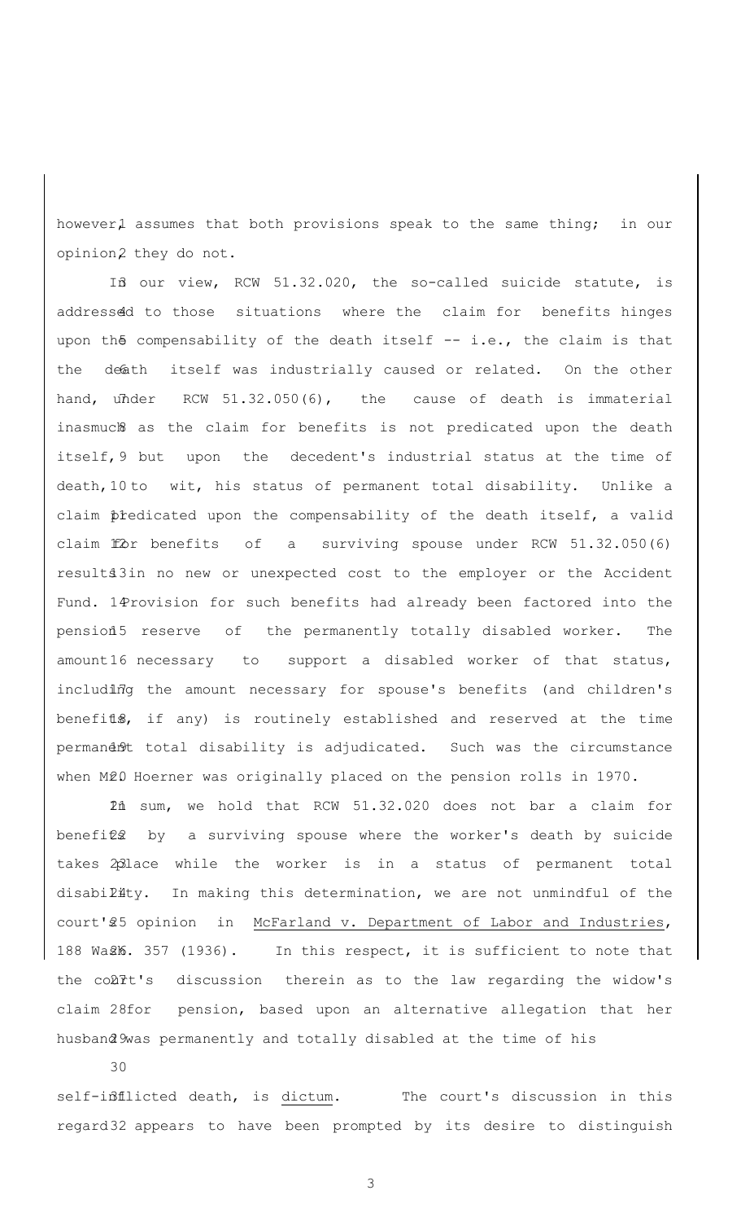however, assumes that both provisions speak to the same thing; in our opinion, they do not.

In our view, RCW 51.32.020, the so-called suicide statute, is addressed to those situations where the claim for benefits hinges upon the compensability of the death itself -- i.e., the claim is that the death itself was industrially caused or related. On the other hand, under RCW 51.32.050(6), the cause of death is immaterial inasmuch as the claim for benefits is not predicated upon the death itself, but upon the decedent's industrial status at the time of death, to wit, his status of permanent total disability. Unlike a claim predicated upon the compensability of the death itself, a valid claim for benefits of a surviving spouse under RCW 51.32.050(6) results in no new or unexpected cost to the employer or the Accident Fund. Provision for such benefits had already been factored into the pension reserve of the permanently totally disabled worker. The amount necessary to support a disabled worker of that status, including the amount necessary for spouse's benefits (and children's benefits, if any) is routinely established and reserved at the time permanent total disability is adjudicated. Such was the circumstance when Mr. Hoerner was originally placed on the pension rolls in 1970.

In sum, we hold that RCW 51.32.020 does not bar a claim for benefits by a surviving spouse where the worker's death by suicide takes place while the worker is in a status of permanent total disability. In making this determination, we are not unmindful of the court's opinion in McFarland v. Department of Labor and Industries, 188 Wash. 357 (1936). In this respect, it is sufficient to note that the court's discussion therein as to the law regarding the widow's claim for pension, based upon an alternative allegation that her husband was permanently and totally disabled at the time of his self-inflicted death, is _dictum_. The court's discussion in this regard appears to have been prompted by its desire to distinguish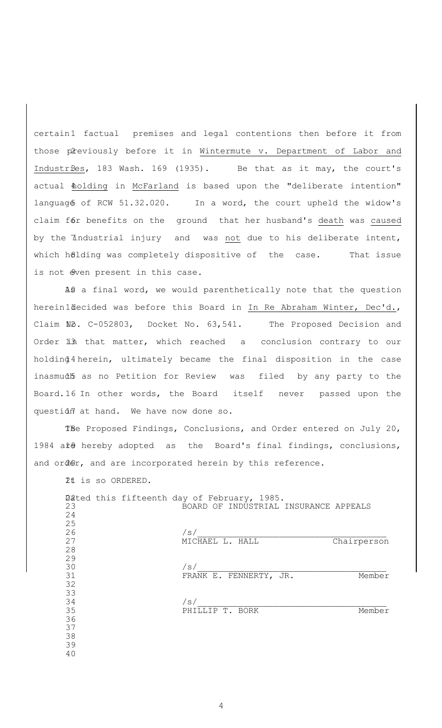certain factual premises and legal contentions then before it from those previously before it in Wintermute v. Department of Labor and Industries, 183 Wash. 169 (1935). Be that as it may, the court's actual holding in McFarland is based upon the "deliberate intention" language of RCW 51.32.020. In a word, the court upheld the widow's claim for benefits on the ground that her husband's death was caused by the industrial injury and was not due to his deliberate intent, which holding was completely dispositive of the case. That issue is not even present in this case.

As a final word, we would parenthetically note that the question herein decided was before this Board in In Re Abraham Winter, Dec'd., Claim No. C-052803, Docket No. 63,541. The Proposed Decision and Order in that matter, which reached a conclusion contrary to our holding herein, ultimately became the final disposition in the case inasmuch as no Petition for Review was filed by any party to the Board. In other words, the Board itself never passed upon the question at hand. We have now done so.

The Proposed Findings, Conclusions, and Order entered on July 20, 1984 are hereby adopted as the Board's final findings, conclusions, and order, and are incorporated herein by this reference.

It is so ORDERED.

Dated this fifteenth day of February, 1985.

BOARD OF INDUSTRIAL INSURANCE APPEALS

/s/
MICHAEL L. HALL — Chairperson

/s/
FRANK E. FENNERTY, JR. — Member

/s/
PHILLIP T. BORK — Member